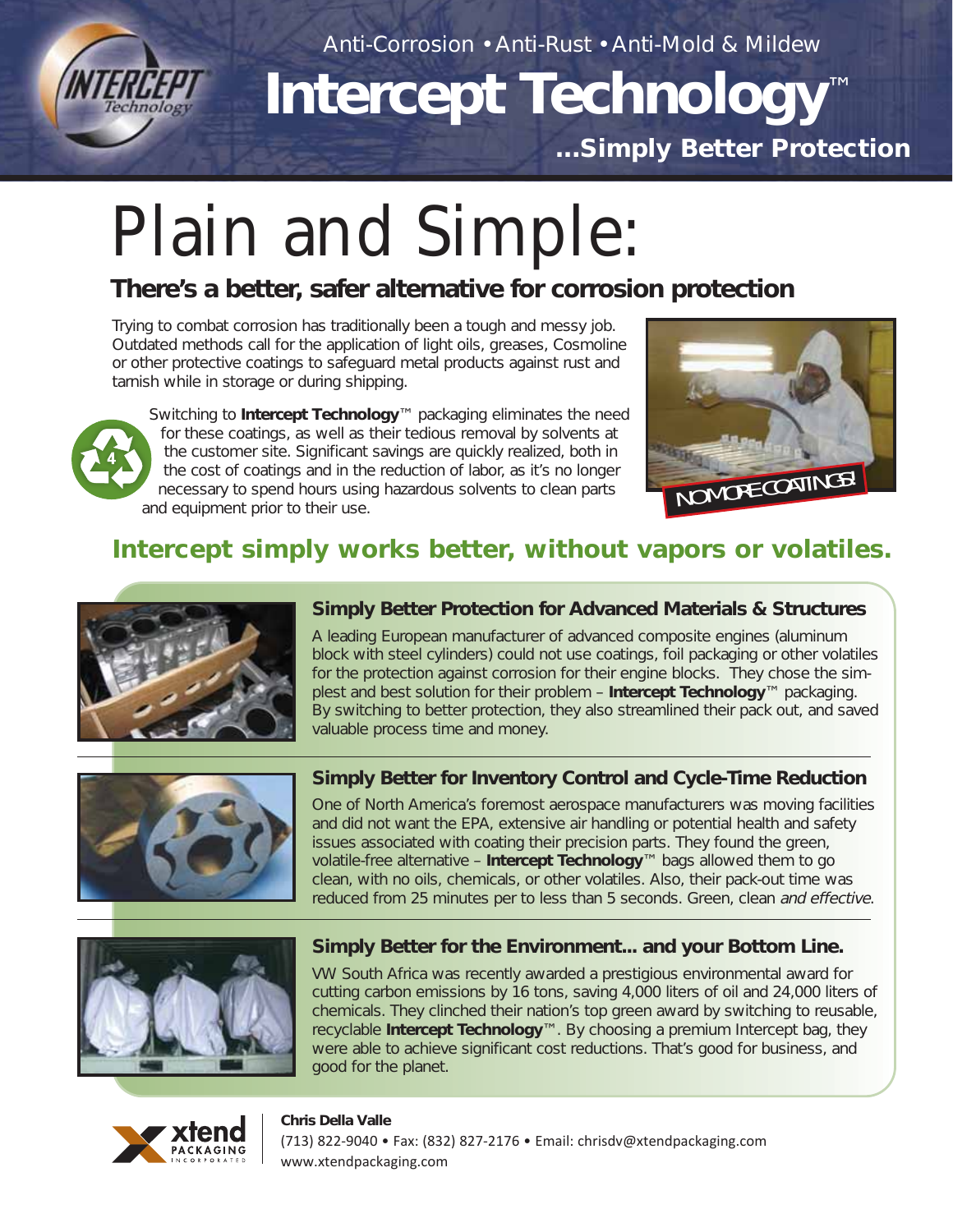Anti-Corrosion • Anti-Rust • Anti-Mold & Mildew

# Intercept Technology™

**...Simply Better Protection**

# Plain and Simple:

## There's a better, safer alternative for corrosion protection

Trying to combat corrosion has traditionally been a tough and messy job. Outdated methods call for the application of light oils, greases, Cosmoline or other protective coatings to safeguard metal products against rust and tarnish while in storage or during shipping.

Switching to **Intercept Technology**™ packaging eliminates the need for these coatings, as well as their tedious removal by solvents at the customer site. Significant savings are quickly realized, both in the cost of coatings and in the reduction of labor, as it's no longer necessary to spend hours using hazardous solvents to clean parts and equipment prior to their use.

NO MORE COATINGS!

## Intercept simply works better, without vapors or volatiles.

### Simply Better Protection for Advanced Materials & Structures

A leading European manufacturer of advanced composite engines (aluminum block with steel cylinders) could not use coatings, foil packaging or other volatiles for the protection against corrosion for their engine blocks. They chose the simplest and best solution for their problem – **Intercept Technology**™ packaging. By switching to better protection, they also streamlined their pack out, and saved valuable process time and money.

### Simply Better for Inventory Control and Cycle-Time Reduction

One of North America's foremost aerospace manufacturers was moving facilities and did not want the EPA, extensive air handling or potential health and safety issues associated with coating their precision parts. They found the green, volatile-free alternative – **Intercept Technology**™ bags allowed them to go clean, with no oils, chemicals, or other volatiles. Also, their pack-out time was reduced from 25 minutes per to less than 5 seconds. Green, clean *and effective*.

### Simply Better for the Environment... and your Bottom Line.

VW South Africa was recently awarded a prestigious environmental award for cutting carbon emissions by 16 tons, saving 4,000 liters of oil and 24,000 liters of chemicals. They clinched their nation's top green award by switching to reusable, recyclable **Intercept Technology**™. By choosing a premium Intercept bag, they were able to achieve significant cost reductions. That's good for business, and good for the planet.

xtend PACKAGING INCORPORATED

**Chris Della Valle**
(713) 822-9040 • Fax: (832) 827-2176 • Email: chrisdv@xtendpackaging.com
www.xtendpackaging.com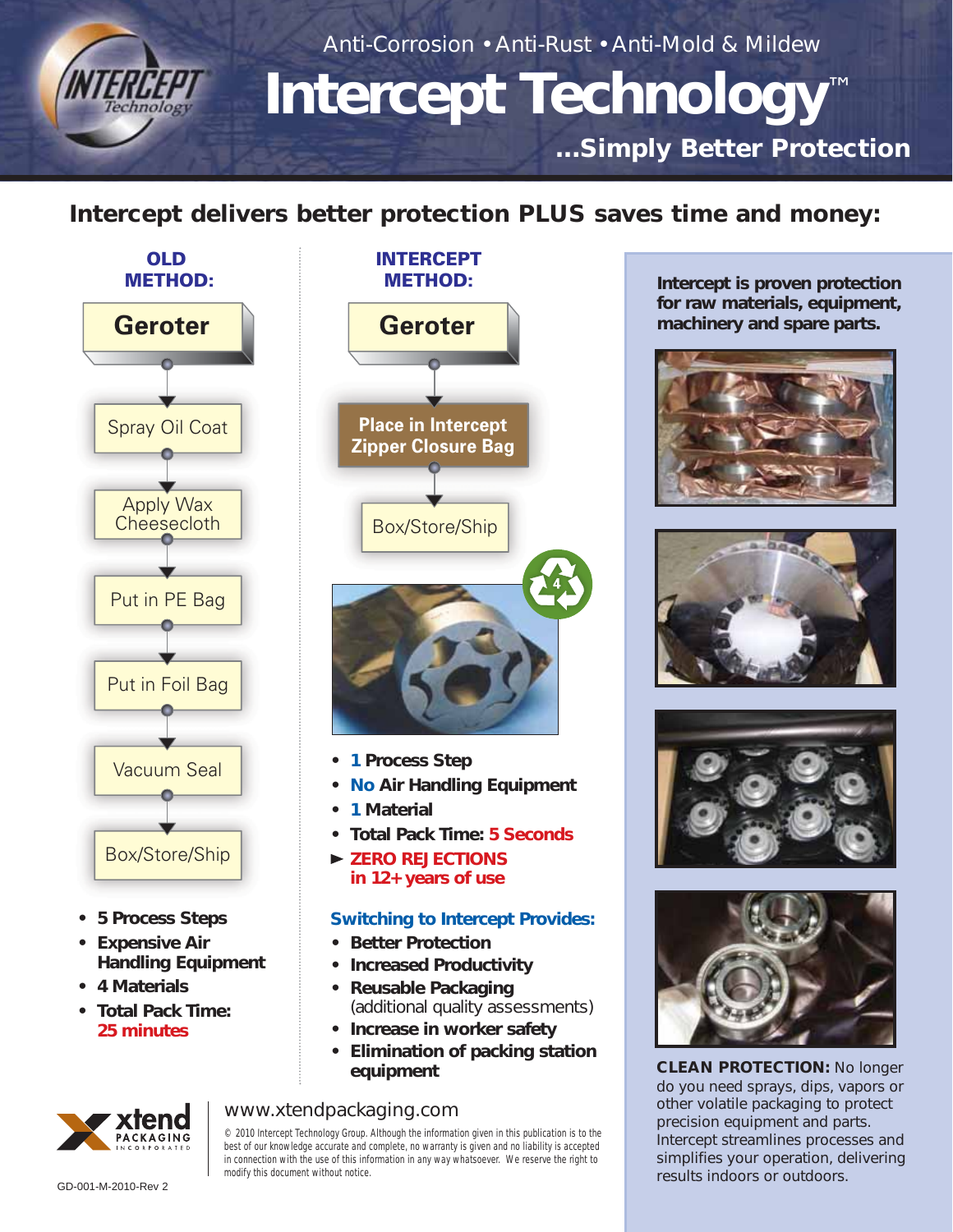Anti-Corrosion • Anti-Rust • Anti-Mold & Mildew

# Intercept Technology™

**...Simply Better Protection**

## Intercept delivers better protection PLUS saves time and money:

**OLD METHOD:**

Geroter
→ Spray Oil Coat
→ Apply Wax Cheesecloth
→ Put in PE Bag
→ Put in Foil Bag
→ Vacuum Seal
→ Box/Store/Ship

- **5 Process Steps**
- **Expensive Air Handling Equipment**
- **4 Materials**
- **Total Pack Time: 25 minutes**

**INTERCEPT METHOD:**

Geroter
→ Place in Intercept Zipper Closure Bag
→ Box/Store/Ship

- **1 Process Step**
- **No Air Handling Equipment**
- **1 Material**
- **Total Pack Time: 5 Seconds**
- ► **ZERO REJECTIONS in 12+ years of use**

**Switching to Intercept Provides:**

- **Better Protection**
- **Increased Productivity**
- **Reusable Packaging** (additional quality assessments)
- **Increase in worker safety**
- **Elimination of packing station equipment**

**Intercept is proven protection for raw materials, equipment, machinery and spare parts.**

**CLEAN PROTECTION:** No longer do you need sprays, dips, vapors or other volatile packaging to protect precision equipment and parts. Intercept streamlines processes and simplifies your operation, delivering results indoors or outdoors.

xtend PACKAGING INCORPORATED

www.xtendpackaging.com

© 2010 Intercept Technology Group. Although the information given in this publication is to the best of our knowledge accurate and complete, no warranty is given and no liability is accepted in connection with the use of this information in any way whatsoever. We reserve the right to modify this document without notice.

GD-001-M-2010-Rev 2